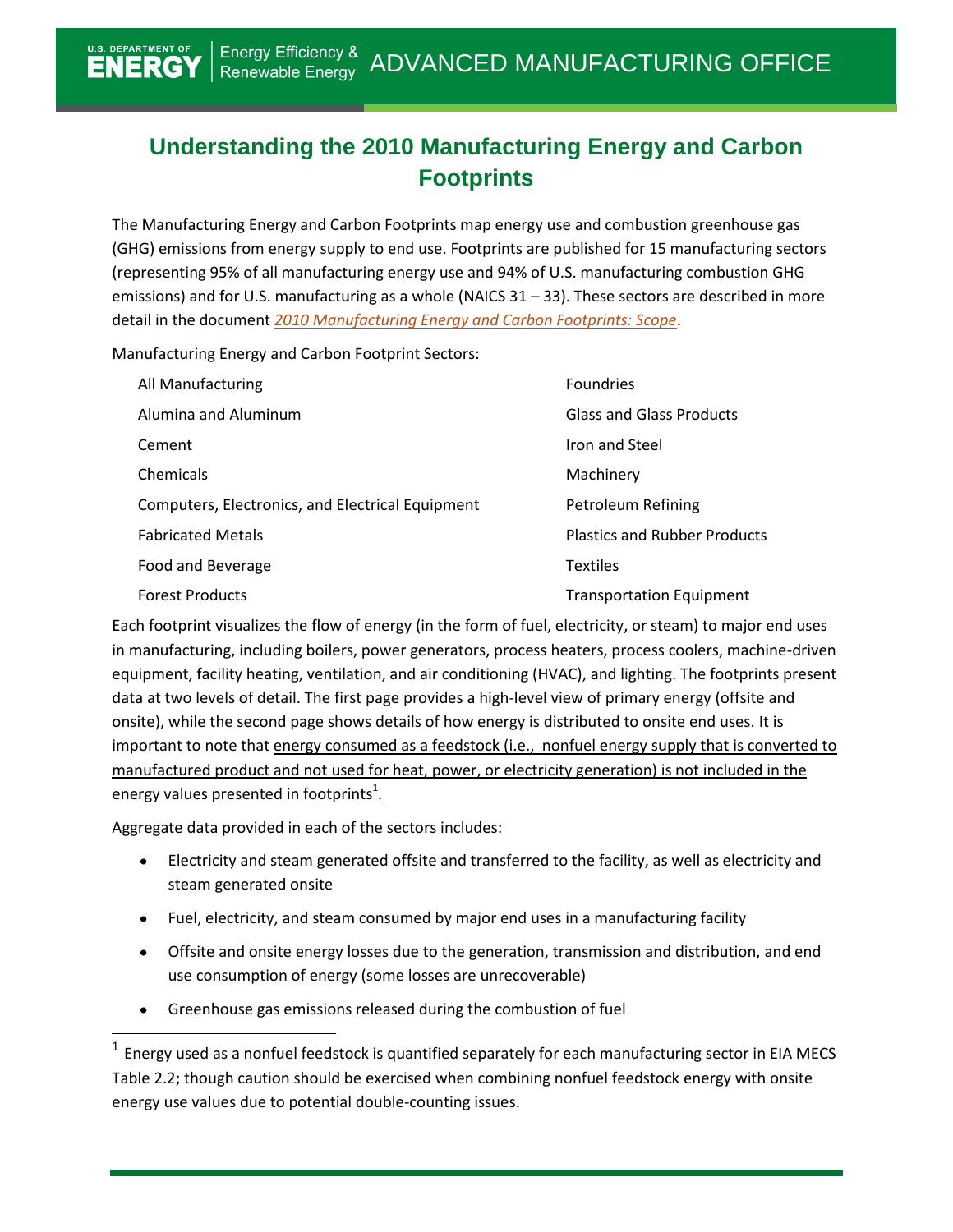# Understanding the 2010 Manufacturing Energy and Carbon Footprints

The Manufacturing Energy and Carbon Footprints map energy use and combustion greenhouse gas (GHG) emissions from energy supply to end use. Footprints are published for 15 manufacturing sectors (representing 95% of all manufacturing energy use and 94% of U.S. manufacturing combustion GHG emissions) and for U.S. manufacturing as a whole (NAICS 31 – 33). These sectors are described in more detail in the document *2010 Manufacturing Energy and Carbon Footprints: Scope*.

Manufacturing Energy and Carbon Footprint Sectors:

- All Manufacturing
- Alumina and Aluminum
- Cement
- Chemicals
- Computers, Electronics, and Electrical Equipment
- Fabricated Metals
- Food and Beverage
- Forest Products
- Foundries
- Glass and Glass Products
- Iron and Steel
- Machinery
- Petroleum Refining
- Plastics and Rubber Products
- Textiles
- Transportation Equipment

Each footprint visualizes the flow of energy (in the form of fuel, electricity, or steam) to major end uses in manufacturing, including boilers, power generators, process heaters, process coolers, machine-driven equipment, facility heating, ventilation, and air conditioning (HVAC), and lighting. The footprints present data at two levels of detail. The first page provides a high-level view of primary energy (offsite and onsite), while the second page shows details of how energy is distributed to onsite end uses. It is important to note that energy consumed as a feedstock (i.e., nonfuel energy supply that is converted to manufactured product and not used for heat, power, or electricity generation) is not included in the energy values presented in footprints[1].

Aggregate data provided in each of the sectors includes:

- Electricity and steam generated offsite and transferred to the facility, as well as electricity and steam generated onsite
- Fuel, electricity, and steam consumed by major end uses in a manufacturing facility
- Offsite and onsite energy losses due to the generation, transmission and distribution, and end use consumption of energy (some losses are unrecoverable)
- Greenhouse gas emissions released during the combustion of fuel

[1] Energy used as a nonfuel feedstock is quantified separately for each manufacturing sector in EIA MECS Table 2.2; though caution should be exercised when combining nonfuel feedstock energy with onsite energy use values due to potential double-counting issues.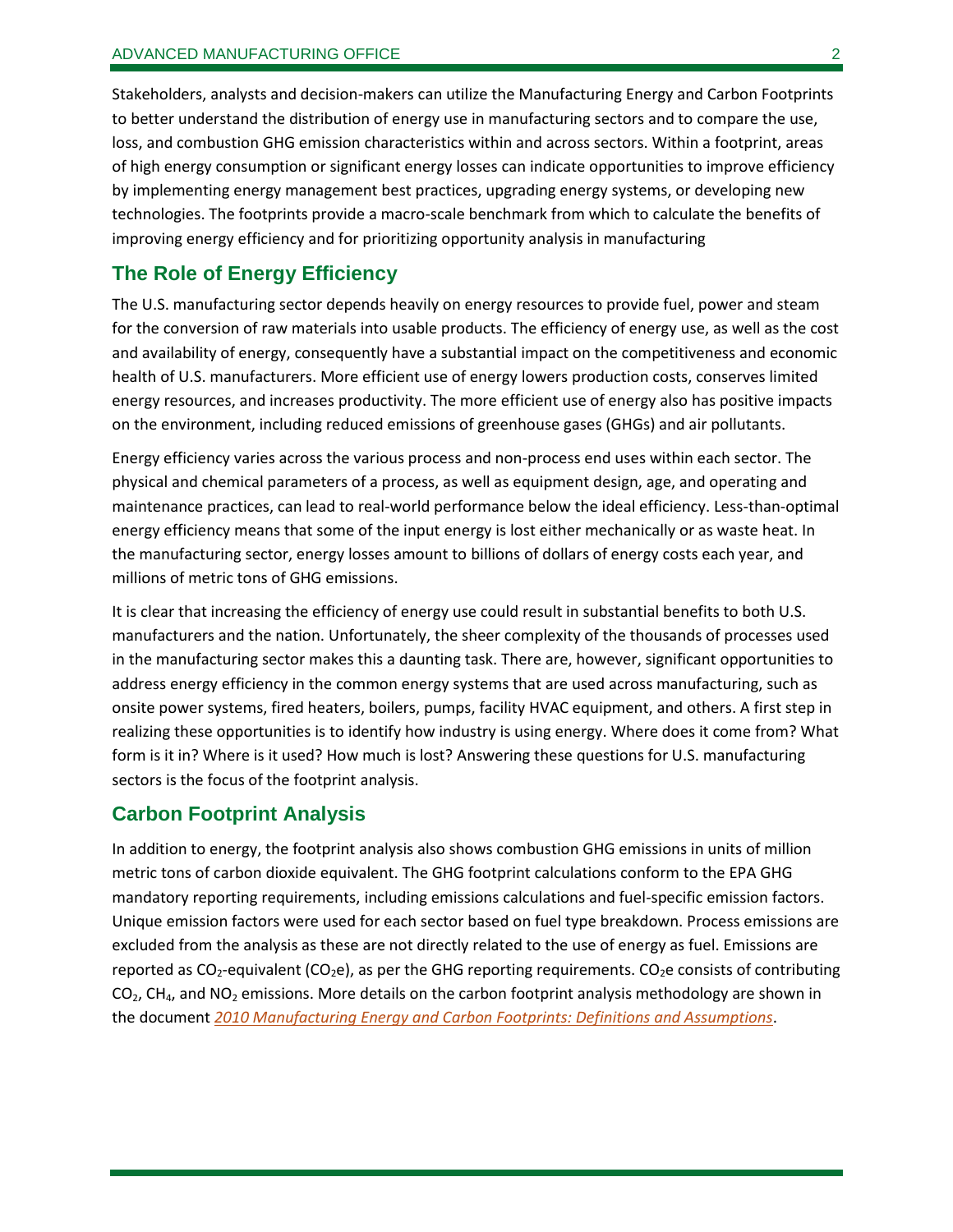Stakeholders, analysts and decision-makers can utilize the Manufacturing Energy and Carbon Footprints to better understand the distribution of energy use in manufacturing sectors and to compare the use, loss, and combustion GHG emission characteristics within and across sectors. Within a footprint, areas of high energy consumption or significant energy losses can indicate opportunities to improve efficiency by implementing energy management best practices, upgrading energy systems, or developing new technologies. The footprints provide a macro-scale benchmark from which to calculate the benefits of improving energy efficiency and for prioritizing opportunity analysis in manufacturing

## The Role of Energy Efficiency

The U.S. manufacturing sector depends heavily on energy resources to provide fuel, power and steam for the conversion of raw materials into usable products. The efficiency of energy use, as well as the cost and availability of energy, consequently have a substantial impact on the competitiveness and economic health of U.S. manufacturers. More efficient use of energy lowers production costs, conserves limited energy resources, and increases productivity. The more efficient use of energy also has positive impacts on the environment, including reduced emissions of greenhouse gases (GHGs) and air pollutants.

Energy efficiency varies across the various process and non-process end uses within each sector. The physical and chemical parameters of a process, as well as equipment design, age, and operating and maintenance practices, can lead to real-world performance below the ideal efficiency. Less-than-optimal energy efficiency means that some of the input energy is lost either mechanically or as waste heat. In the manufacturing sector, energy losses amount to billions of dollars of energy costs each year, and millions of metric tons of GHG emissions.

It is clear that increasing the efficiency of energy use could result in substantial benefits to both U.S. manufacturers and the nation. Unfortunately, the sheer complexity of the thousands of processes used in the manufacturing sector makes this a daunting task. There are, however, significant opportunities to address energy efficiency in the common energy systems that are used across manufacturing, such as onsite power systems, fired heaters, boilers, pumps, facility HVAC equipment, and others. A first step in realizing these opportunities is to identify how industry is using energy. Where does it come from? What form is it in? Where is it used? How much is lost? Answering these questions for U.S. manufacturing sectors is the focus of the footprint analysis.

## Carbon Footprint Analysis

In addition to energy, the footprint analysis also shows combustion GHG emissions in units of million metric tons of carbon dioxide equivalent. The GHG footprint calculations conform to the EPA GHG mandatory reporting requirements, including emissions calculations and fuel-specific emission factors. Unique emission factors were used for each sector based on fuel type breakdown. Process emissions are excluded from the analysis as these are not directly related to the use of energy as fuel. Emissions are reported as $CO_2$-equivalent ($CO_2e$), as per the GHG reporting requirements. $CO_2e$ consists of contributing $CO_2$, $CH_4$, and $NO_2$ emissions. More details on the carbon footprint analysis methodology are shown in the document *2010 Manufacturing Energy and Carbon Footprints: Definitions and Assumptions*.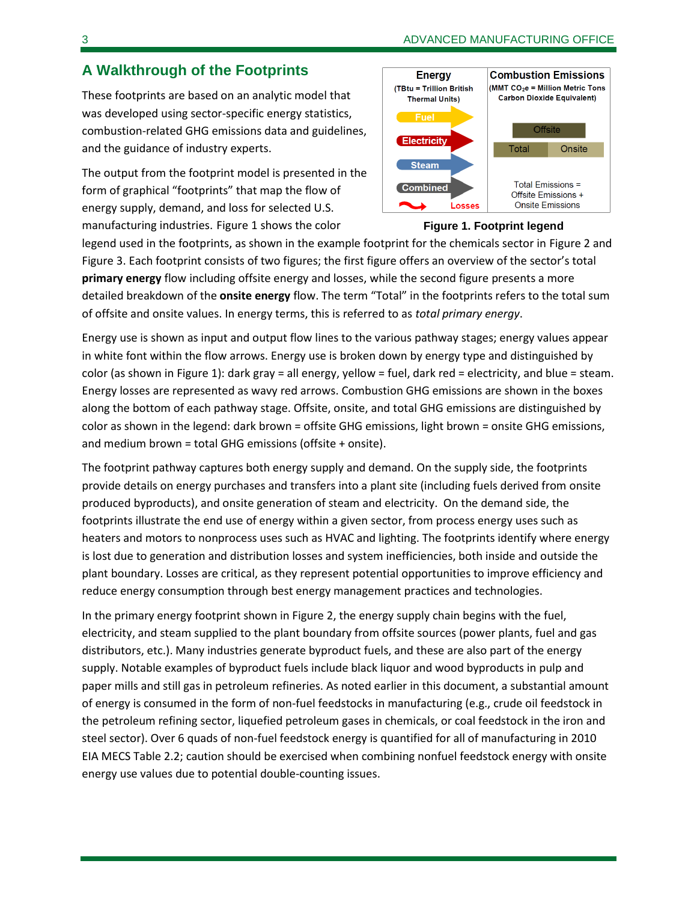## A Walkthrough of the Footprints

These footprints are based on an analytic model that was developed using sector-specific energy statistics, combustion-related GHG emissions data and guidelines, and the guidance of industry experts.

The output from the footprint model is presented in the form of graphical "footprints" that map the flow of energy supply, demand, and loss for selected U.S. manufacturing industries. Figure 1 shows the color legend used in the footprints, as shown in the example footprint for the chemicals sector in Figure 2 and Figure 3. Each footprint consists of two figures; the first figure offers an overview of the sector's total **primary energy** flow including offsite energy and losses, while the second figure presents a more detailed breakdown of the **onsite energy** flow. The term "Total" in the footprints refers to the total sum of offsite and onsite values. In energy terms, this is referred to as *total primary energy*.

| Energy (TBtu = Trillion British Thermal Units) | Combustion Emissions (MMT $CO_2e$ = Million Metric Tons Carbon Dioxide Equivalent) |
| --- | --- |
| Fuel | Offsite |
| Electricity | Total / Onsite |
| Steam | |
| Combined | Total Emissions = Offsite Emissions + Onsite Emissions |
| Losses | |

**Figure 1. Footprint legend**

Energy use is shown as input and output flow lines to the various pathway stages; energy values appear in white font within the flow arrows. Energy use is broken down by energy type and distinguished by color (as shown in Figure 1): dark gray = all energy, yellow = fuel, dark red = electricity, and blue = steam. Energy losses are represented as wavy red arrows. Combustion GHG emissions are shown in the boxes along the bottom of each pathway stage. Offsite, onsite, and total GHG emissions are distinguished by color as shown in the legend: dark brown = offsite GHG emissions, light brown = onsite GHG emissions, and medium brown = total GHG emissions (offsite + onsite).

The footprint pathway captures both energy supply and demand. On the supply side, the footprints provide details on energy purchases and transfers into a plant site (including fuels derived from onsite produced byproducts), and onsite generation of steam and electricity. On the demand side, the footprints illustrate the end use of energy within a given sector, from process energy uses such as heaters and motors to nonprocess uses such as HVAC and lighting. The footprints identify where energy is lost due to generation and distribution losses and system inefficiencies, both inside and outside the plant boundary. Losses are critical, as they represent potential opportunities to improve efficiency and reduce energy consumption through best energy management practices and technologies.

In the primary energy footprint shown in Figure 2, the energy supply chain begins with the fuel, electricity, and steam supplied to the plant boundary from offsite sources (power plants, fuel and gas distributors, etc.). Many industries generate byproduct fuels, and these are also part of the energy supply. Notable examples of byproduct fuels include black liquor and wood byproducts in pulp and paper mills and still gas in petroleum refineries. As noted earlier in this document, a substantial amount of energy is consumed in the form of non-fuel feedstocks in manufacturing (e.g., crude oil feedstock in the petroleum refining sector, liquefied petroleum gases in chemicals, or coal feedstock in the iron and steel sector). Over 6 quads of non-fuel feedstock energy is quantified for all of manufacturing in 2010 EIA MECS Table 2.2; caution should be exercised when combining nonfuel feedstock energy with onsite energy use values due to potential double-counting issues.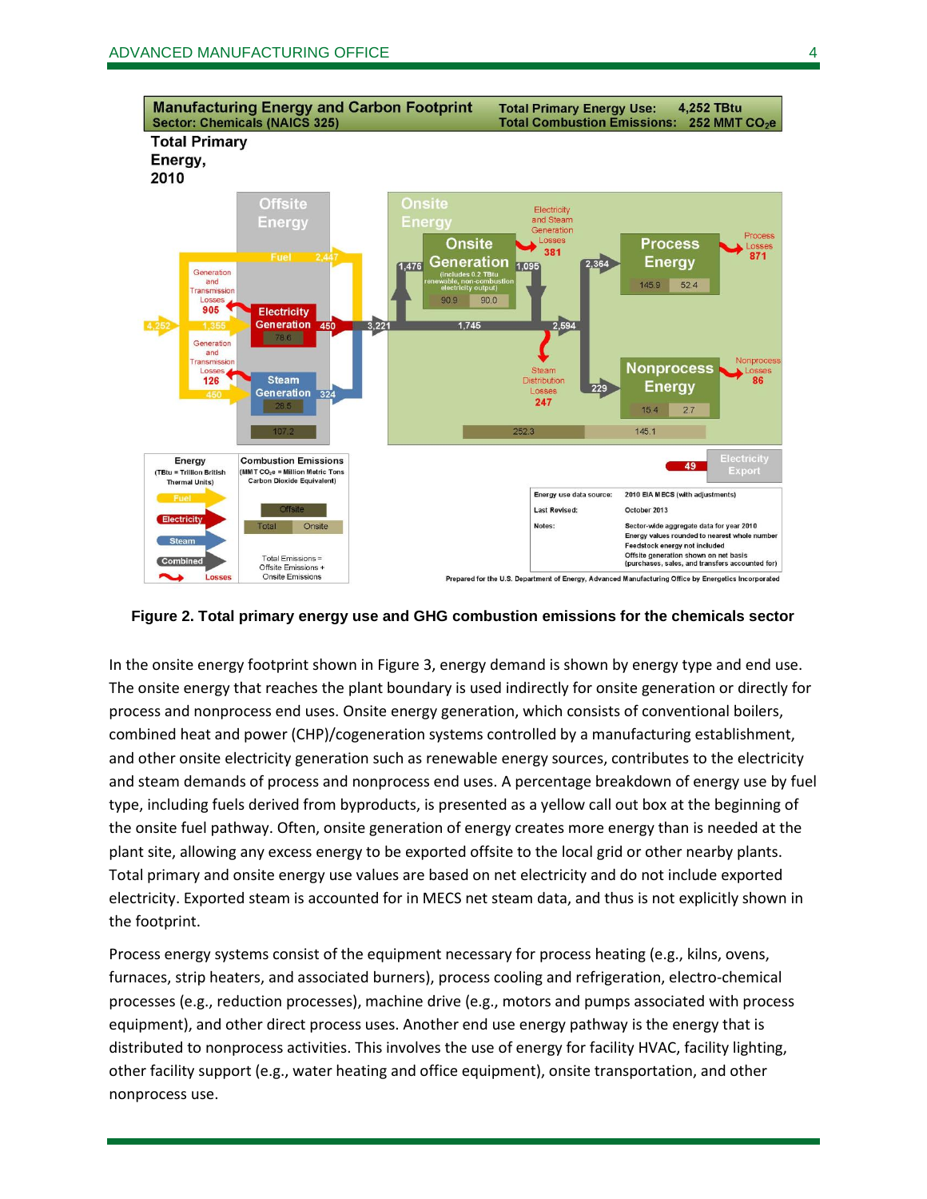**Figure 2. Total primary energy use and GHG combustion emissions for the chemicals sector**

In the onsite energy footprint shown in Figure 3, energy demand is shown by energy type and end use. The onsite energy that reaches the plant boundary is used indirectly for onsite generation or directly for process and nonprocess end uses. Onsite energy generation, which consists of conventional boilers, combined heat and power (CHP)/cogeneration systems controlled by a manufacturing establishment, and other onsite electricity generation such as renewable energy sources, contributes to the electricity and steam demands of process and nonprocess end uses. A percentage breakdown of energy use by fuel type, including fuels derived from byproducts, is presented as a yellow call out box at the beginning of the onsite fuel pathway. Often, onsite generation of energy creates more energy than is needed at the plant site, allowing any excess energy to be exported offsite to the local grid or other nearby plants. Total primary and onsite energy use values are based on net electricity and do not include exported electricity. Exported steam is accounted for in MECS net steam data, and thus is not explicitly shown in the footprint.

Process energy systems consist of the equipment necessary for process heating (e.g., kilns, ovens, furnaces, strip heaters, and associated burners), process cooling and refrigeration, electro-chemical processes (e.g., reduction processes), machine drive (e.g., motors and pumps associated with process equipment), and other direct process uses. Another end use energy pathway is the energy that is distributed to nonprocess activities. This involves the use of energy for facility HVAC, facility lighting, other facility support (e.g., water heating and office equipment), onsite transportation, and other nonprocess use.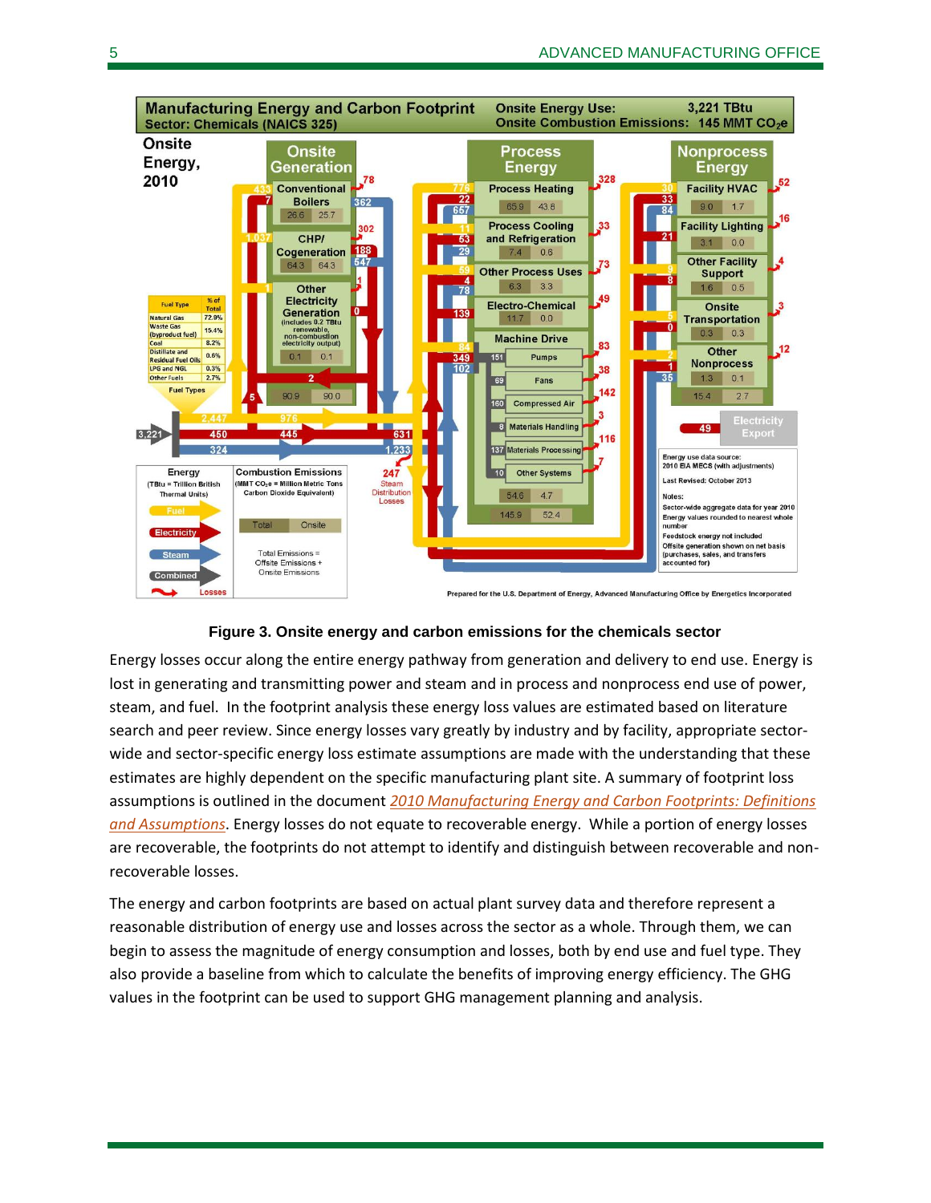Manufacturing Energy and Carbon Footprint
Sector: Chemicals (NAICS 325)
Onsite Energy Use: 3,221 TBtu
Onsite Combustion Emissions: 145 MMT $CO_2e$

Onsite Energy, 2010

| Fuel Type | % of Total |
|---|---|
| Natural Gas | 72.9% |
| Waste Gas (byproduct fuel) | 15.4% |
| Coal | 8.2% |
| Distillate and Residual Fuel Oils | 0.6% |
| LPG and NGL | 0.3% |
| Other Fuels | 2.7% |

Fuel Types

Onsite Generation
Conventional Boilers 433 7 78 362 26.6 25.7
CHP/ Cogeneration 1,037 302 188 547 64.3 64.3
Other Electricity Generation (includes 0.2 TBtu renewable, non-combustion electricity output) 1 1 0 0.1 0.1
2
5
90.9 90.0

3,221
2,447
450
324
976
445
631
1,233
247 Steam Distribution Losses

Process Energy
Process Heating 776 22 657 328 65.9 43.8
Process Cooling and Refrigeration 11 53 29 33 7.4 0.6
Other Process Uses 69 4 78 73 6.3 3.3
Electro-Chemical 139 49 11.7 0.0
Machine Drive 84 349 102 83
Pumps 151 38
Fans 69
Compressed Air 160 142
Materials Handling 8 3
Materials Processing 137 116
Other Systems 10 7
54.6 4.7
145.9 52.4

Nonprocess Energy
Facility HVAC 30 33 84 52 9.0 1.7
Facility Lighting 21 16 3.1 0.0
Other Facility Support 9 8 4 1.6 0.5
Onsite Transportation 5 0 3 0.3 0.3
Other Nonprocess 2 1 35 12 1.3 0.1
15.4 2.7

Electricity Export 49

Energy (TBtu = Trillion British Thermal Units)
Fuel
Electricity
Steam
Combined
Losses

Combustion Emissions (MMT $CO_2e$ = Million Metric Tons Carbon Dioxide Equivalent)
Total Onsite
Total Emissions = Offsite Emissions + Onsite Emissions

Energy use data source: 2010 EIA MECS (with adjustments)
Last Revised: October 2013
Notes:
Sector-wide aggregate data for year 2010
Energy values rounded to nearest whole number
Feedstock energy not included
Offsite generation shown on net basis (purchases, sales, and transfers accounted for)

Prepared for the U.S. Department of Energy, Advanced Manufacturing Office by Energetics Incorporated

**Figure 3. Onsite energy and carbon emissions for the chemicals sector**

Energy losses occur along the entire energy pathway from generation and delivery to end use. Energy is lost in generating and transmitting power and steam and in process and nonprocess end use of power, steam, and fuel. In the footprint analysis these energy loss values are estimated based on literature search and peer review. Since energy losses vary greatly by industry and by facility, appropriate sector-wide and sector-specific energy loss estimate assumptions are made with the understanding that these estimates are highly dependent on the specific manufacturing plant site. A summary of footprint loss assumptions is outlined in the document *2010 Manufacturing Energy and Carbon Footprints: Definitions and Assumptions*. Energy losses do not equate to recoverable energy. While a portion of energy losses are recoverable, the footprints do not attempt to identify and distinguish between recoverable and non-recoverable losses.

The energy and carbon footprints are based on actual plant survey data and therefore represent a reasonable distribution of energy use and losses across the sector as a whole. Through them, we can begin to assess the magnitude of energy consumption and losses, both by end use and fuel type. They also provide a baseline from which to calculate the benefits of improving energy efficiency. The GHG values in the footprint can be used to support GHG management planning and analysis.